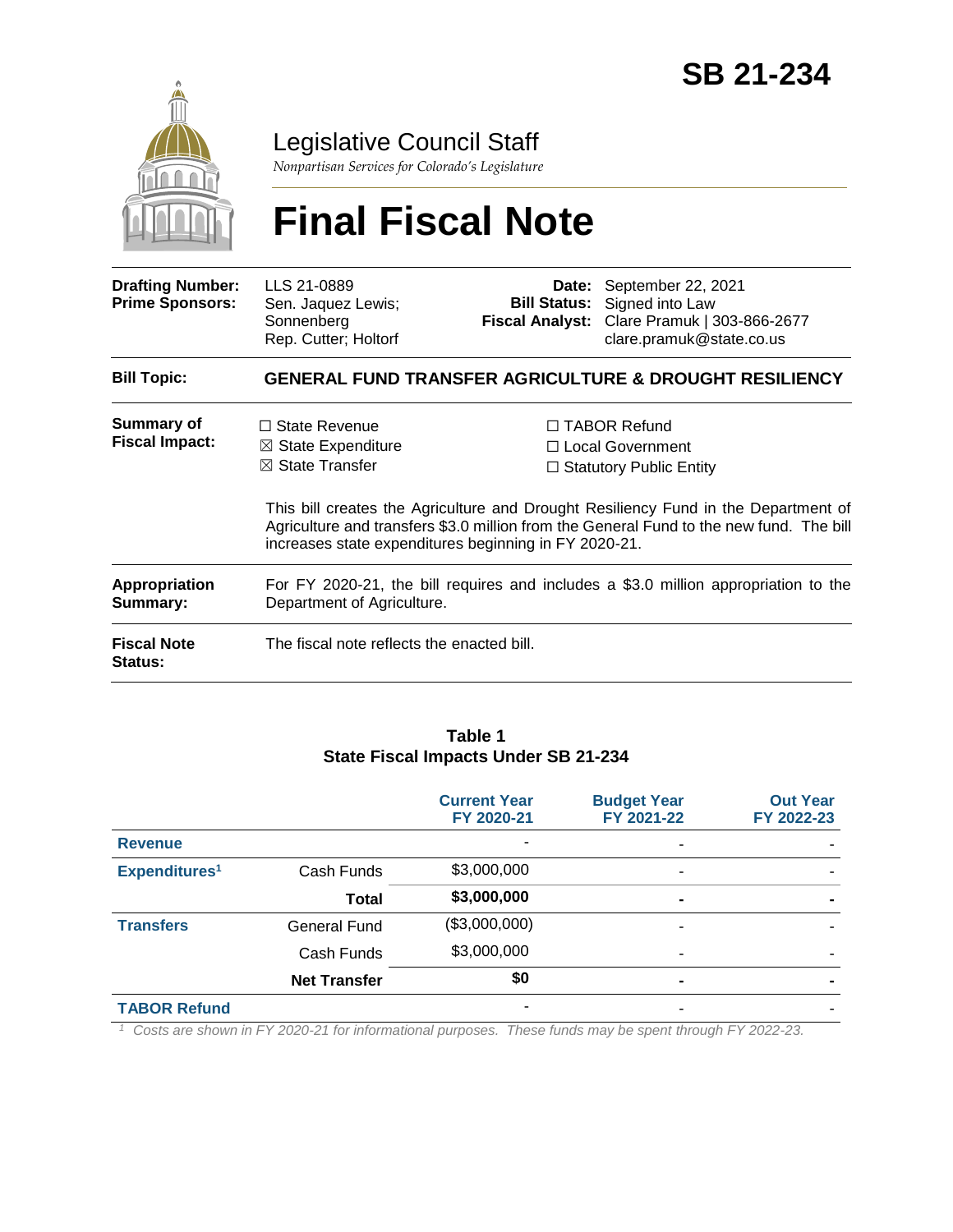# SB 21-234

Legislative Council Staff

*Nonpartisan Services for Colorado's Legislature*

# Final Fiscal Note

| | | | |
|---|---|---|---|
| **Drafting Number:** | LLS 21-0889 | **Date:** | September 22, 2021 |
| **Prime Sponsors:** | Sen. Jaquez Lewis; Sonnenberg<br>Rep. Cutter; Holtorf | **Bill Status:** | Signed into Law |
| | | **Fiscal Analyst:** | Clare Pramuk \| 303-866-2677<br>clare.pramuk@state.co.us |

**Bill Topic:** **GENERAL FUND TRANSFER AGRICULTURE & DROUGHT RESILIENCY**

**Summary of Fiscal Impact:**

☐ State Revenue
☒ State Expenditure
☒ State Transfer
☐ TABOR Refund
☐ Local Government
☐ Statutory Public Entity

This bill creates the Agriculture and Drought Resiliency Fund in the Department of Agriculture and transfers $3.0 million from the General Fund to the new fund. The bill increases state expenditures beginning in FY 2020-21.

**Appropriation Summary:** For FY 2020-21, the bill requires and includes a $3.0 million appropriation to the Department of Agriculture.

**Fiscal Note Status:** The fiscal note reflects the enacted bill.

**Table 1**
**State Fiscal Impacts Under SB 21-234**

| | | Current Year FY 2020-21 | Budget Year FY 2021-22 | Out Year FY 2022-23 |
|---|---|---|---|---|
| **Revenue** | | - | - | - |
| **Expenditures**[1] | Cash Funds | $3,000,000 | - | - |
| | **Total** | **$3,000,000** | **-** | **-** |
| **Transfers** | General Fund | ($3,000,000) | - | - |
| | Cash Funds | $3,000,000 | - | - |
| | **Net Transfer** | **$0** | **-** | **-** |
| **TABOR Refund** | | - | - | - |

[1] *Costs are shown in FY 2020-21 for informational purposes. These funds may be spent through FY 2022-23.*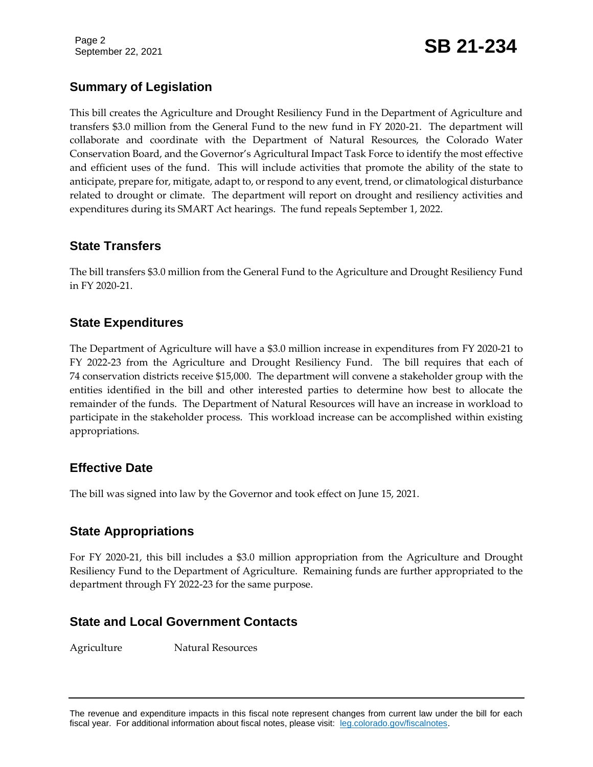## Summary of Legislation

This bill creates the Agriculture and Drought Resiliency Fund in the Department of Agriculture and transfers $3.0 million from the General Fund to the new fund in FY 2020-21. The department will collaborate and coordinate with the Department of Natural Resources, the Colorado Water Conservation Board, and the Governor's Agricultural Impact Task Force to identify the most effective and efficient uses of the fund. This will include activities that promote the ability of the state to anticipate, prepare for, mitigate, adapt to, or respond to any event, trend, or climatological disturbance related to drought or climate. The department will report on drought and resiliency activities and expenditures during its SMART Act hearings. The fund repeals September 1, 2022.

## State Transfers

The bill transfers $3.0 million from the General Fund to the Agriculture and Drought Resiliency Fund in FY 2020-21.

## State Expenditures

The Department of Agriculture will have a $3.0 million increase in expenditures from FY 2020-21 to FY 2022-23 from the Agriculture and Drought Resiliency Fund. The bill requires that each of 74 conservation districts receive $15,000. The department will convene a stakeholder group with the entities identified in the bill and other interested parties to determine how best to allocate the remainder of the funds. The Department of Natural Resources will have an increase in workload to participate in the stakeholder process. This workload increase can be accomplished within existing appropriations.

## Effective Date

The bill was signed into law by the Governor and took effect on June 15, 2021.

## State Appropriations

For FY 2020-21, this bill includes a $3.0 million appropriation from the Agriculture and Drought Resiliency Fund to the Department of Agriculture. Remaining funds are further appropriated to the department through FY 2022-23 for the same purpose.

## State and Local Government Contacts

Agriculture Natural Resources

The revenue and expenditure impacts in this fiscal note represent changes from current law under the bill for each fiscal year. For additional information about fiscal notes, please visit: leg.colorado.gov/fiscalnotes.